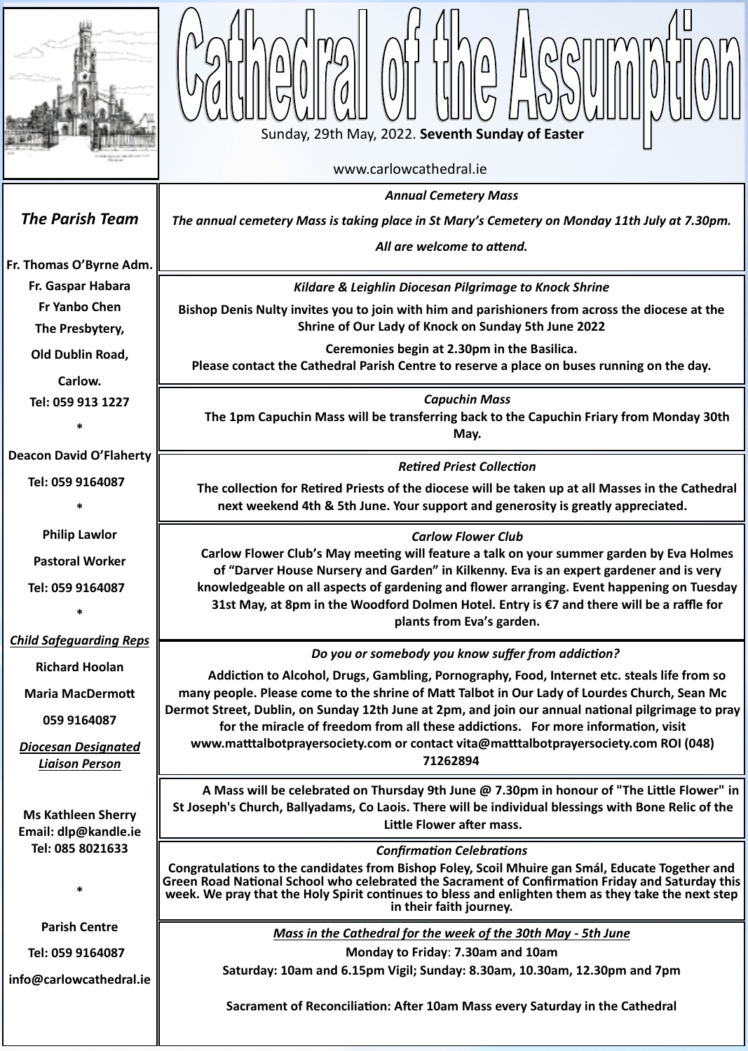# Cathedral of the Assumption

Sunday, 29th May, 2022. **Seventh Sunday of Easter**

www.carlowcathedral.ie

## *The Parish Team*

**Fr. Thomas O'Byrne Adm.**

**Fr. Gaspar Habara**

**Fr Yanbo Chen**

**The Presbytery,**

**Old Dublin Road,**

**Carlow.**

**Tel: 059 913 1227**

*

**Deacon David O'Flaherty**

**Tel: 059 9164087**

*

**Philip Lawlor**

**Pastoral Worker**

**Tel: 059 9164087**

*

***Child Safeguarding Reps***

**Richard Hoolan**

**Maria MacDermott**

**059 9164087**

***Diocesan Designated Liaison Person***

**Ms Kathleen Sherry**

**Email: dlp@kandle.ie**

**Tel: 085 8021633**

*

**Parish Centre**

**Tel: 059 9164087**

**info@carlowcathedral.ie**

---

***Annual Cemetery Mass***

***The annual cemetery Mass is taking place in St Mary's Cemetery on Monday 11th July at 7.30pm.***

***All are welcome to attend.***

---

*Kildare & Leighlin Diocesan Pilgrimage to Knock Shrine*

**Bishop Denis Nulty invites you to join with him and parishioners from across the diocese at the Shrine of Our Lady of Knock on Sunday 5th June 2022**

**Ceremonies begin at 2.30pm in the Basilica.**
**Please contact the Cathedral Parish Centre to reserve a place on buses running on the day.**

---

***Capuchin Mass***

**The 1pm Capuchin Mass will be transferring back to the Capuchin Friary from Monday 30th May.**

---

***Retired Priest Collection***

**The collection for Retired Priests of the diocese will be taken up at all Masses in the Cathedral next weekend 4th & 5th June. Your support and generosity is greatly appreciated.**

---

***Carlow Flower Club***

**Carlow Flower Club's May meeting will feature a talk on your summer garden by Eva Holmes of "Darver House Nursery and Garden" in Kilkenny. Eva is an expert gardener and is very knowledgeable on all aspects of gardening and flower arranging. Event happening on Tuesday 31st May, at 8pm in the Woodford Dolmen Hotel. Entry is €7 and there will be a raffle for plants from Eva's garden.**

---

***Do you or somebody you know suffer from addiction?***

**Addiction to Alcohol, Drugs, Gambling, Pornography, Food, Internet etc. steals life from so many people. Please come to the shrine of Matt Talbot in Our Lady of Lourdes Church, Sean Mc Dermot Street, Dublin, on Sunday 12th June at 2pm, and join our annual national pilgrimage to pray for the miracle of freedom from all these addictions. For more information, visit www.matttalbotprayersociety.com or contact vita@matttalbotprayersociety.com ROI (048) 71262894**

---

**A Mass will be celebrated on Thursday 9th June @ 7.30pm in honour of "The Little Flower" in St Joseph's Church, Ballyadams, Co Laois. There will be individual blessings with Bone Relic of the Little Flower after mass.**

---

***Confirmation Celebrations***

**Congratulations to the candidates from Bishop Foley, Scoil Mhuire gan Smál, Educate Together and Green Road National School who celebrated the Sacrament of Confirmation Friday and Saturday this week. We pray that the Holy Spirit continues to bless and enlighten them as they take the next step in their faith journey.**

---

***Mass in the Cathedral for the week of the 30th May - 5th June***

**Monday to Friday**: **7.30am and 10am**

**Saturday: 10am and 6.15pm Vigil; Sunday: 8.30am, 10.30am, 12.30pm and 7pm**

**Sacrament of Reconciliation: After 10am Mass every Saturday in the Cathedral**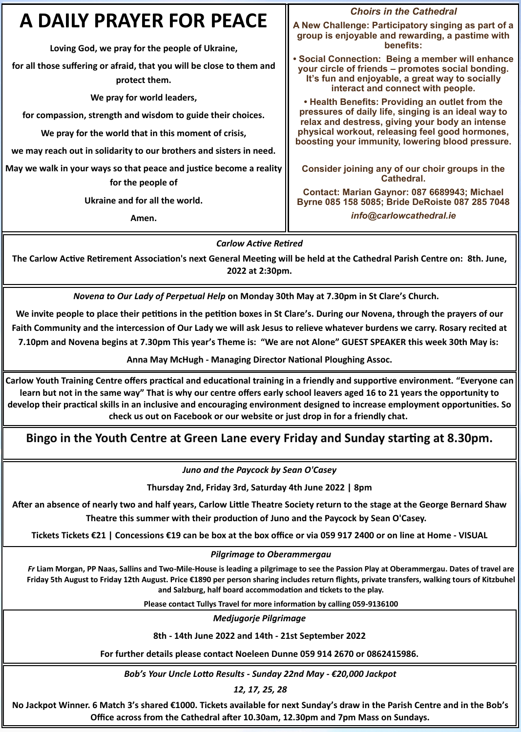# A DAILY PRAYER FOR PEACE

**Loving God, we pray for the people of Ukraine,**

**for all those suffering or afraid, that you will be close to them and protect them.**

**We pray for world leaders,**

**for compassion, strength and wisdom to guide their choices.**

**We pray for the world that in this moment of crisis,**

**we may reach out in solidarity to our brothers and sisters in need.**

**May we walk in your ways so that peace and justice become a reality for the people of**

**Ukraine and for all the world.**

**Amen.**

***Choirs in the Cathedral***

**A New Challenge: Participatory singing as part of a group is enjoyable and rewarding, a pastime with benefits:**

**• Social Connection: Being a member will enhance your circle of friends – promotes social bonding. It's fun and enjoyable, a great way to socially interact and connect with people.**

**• Health Benefits: Providing an outlet from the pressures of daily life, singing is an ideal way to relax and destress, giving your body an intense physical workout, releasing feel good hormones, boosting your immunity, lowering blood pressure.**

**Consider joining any of our choir groups in the Cathedral.**

**Contact: Marian Gaynor: 087 6689943; Michael Byrne 085 158 5085; Bride DeRoiste 087 285 7048**

***info@carlowcathedral.ie***

*Carlow Active Retired*

**The Carlow Active Retirement Association's next General Meeting will be held at the Cathedral Parish Centre on: 8th. June, 2022 at 2:30pm.**

***Novena to Our Lady of Perpetual Help* on Monday 30th May at 7.30pm in St Clare's Church.**

**We invite people to place their petitions in the petition boxes in St Clare's. During our Novena, through the prayers of our Faith Community and the intercession of Our Lady we will ask Jesus to relieve whatever burdens we carry. Rosary recited at 7.10pm and Novena begins at 7.30pm This year's Theme is: "We are not Alone" GUEST SPEAKER this week 30th May is:**

**Anna May McHugh - Managing Director National Ploughing Assoc.**

**Carlow Youth Training Centre offers practical and educational training in a friendly and supportive environment. "Everyone can learn but not in the same way" That is why our centre offers early school leavers aged 16 to 21 years the opportunity to develop their practical skills in an inclusive and encouraging environment designed to increase employment opportunities. So check us out on Facebook or our website or just drop in for a friendly chat.**

## Bingo in the Youth Centre at Green Lane every Friday and Sunday starting at 8.30pm.

*Juno and the Paycock by Sean O'Casey*

**Thursday 2nd, Friday 3rd, Saturday 4th June 2022 | 8pm**

**After an absence of nearly two and half years, Carlow Little Theatre Society return to the stage at the George Bernard Shaw Theatre this summer with their production of Juno and the Paycock by Sean O'Casey.**

**Tickets Tickets €21 | Concessions €19 can be box at the box office or via 059 917 2400 or on line at Home - VISUAL**

*Pilgrimage to Oberammergau*

***Fr* Liam Morgan, PP Naas, Sallins and Two-Mile-House is leading a pilgrimage to see the Passion Play at Oberammergau. Dates of travel are Friday 5th August to Friday 12th August. Price €1890 per person sharing includes return flights, private transfers, walking tours of Kitzbuhel and Salzburg, half board accommodation and tickets to the play.**

**Please contact Tullys Travel for more information by calling 059-9136100**

*Medjugorje Pilgrimage*

**8th - 14th June 2022 and 14th - 21st September 2022**

**For further details please contact Noeleen Dunne 059 914 2670 or 0862415986.**

*Bob's Your Uncle Lotto Results - Sunday 22nd May - €20,000 Jackpot*

*12, 17, 25, 28*

**No Jackpot Winner. 6 Match 3's shared €1000. Tickets available for next Sunday's draw in the Parish Centre and in the Bob's Office across from the Cathedral after 10.30am, 12.30pm and 7pm Mass on Sundays.**